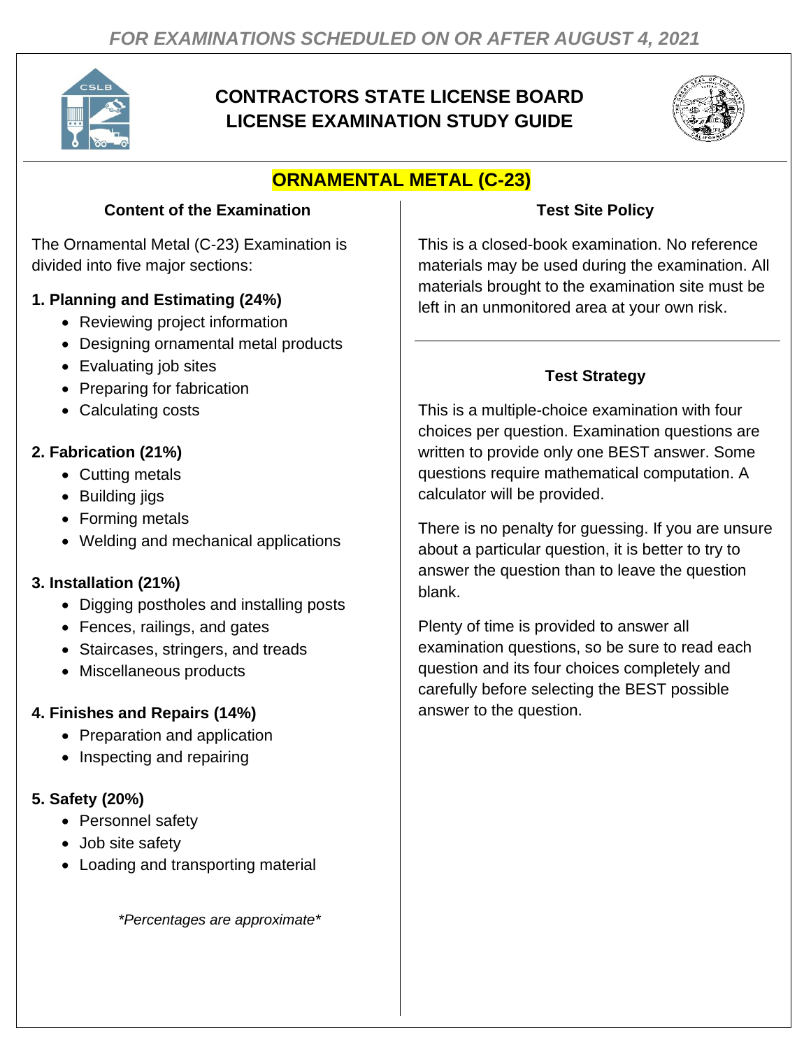*FOR EXAMINATIONS SCHEDULED ON OR AFTER AUGUST 4, 2021*

# CONTRACTORS STATE LICENSE BOARD LICENSE EXAMINATION STUDY GUIDE

## ORNAMENTAL METAL (C-23)

### Content of the Examination

The Ornamental Metal (C-23) Examination is divided into five major sections:

**1. Planning and Estimating (24%)**

- Reviewing project information
- Designing ornamental metal products
- Evaluating job sites
- Preparing for fabrication
- Calculating costs

**2. Fabrication (21%)**

- Cutting metals
- Building jigs
- Forming metals
- Welding and mechanical applications

**3. Installation (21%)**

- Digging postholes and installing posts
- Fences, railings, and gates
- Staircases, stringers, and treads
- Miscellaneous products

**4. Finishes and Repairs (14%)**

- Preparation and application
- Inspecting and repairing

**5. Safety (20%)**

- Personnel safety
- Job site safety
- Loading and transporting material

*\*Percentages are approximate\**

### Test Site Policy

This is a closed-book examination. No reference materials may be used during the examination. All materials brought to the examination site must be left in an unmonitored area at your own risk.

### Test Strategy

This is a multiple-choice examination with four choices per question. Examination questions are written to provide only one BEST answer. Some questions require mathematical computation. A calculator will be provided.

There is no penalty for guessing. If you are unsure about a particular question, it is better to try to answer the question than to leave the question blank.

Plenty of time is provided to answer all examination questions, so be sure to read each question and its four choices completely and carefully before selecting the BEST possible answer to the question.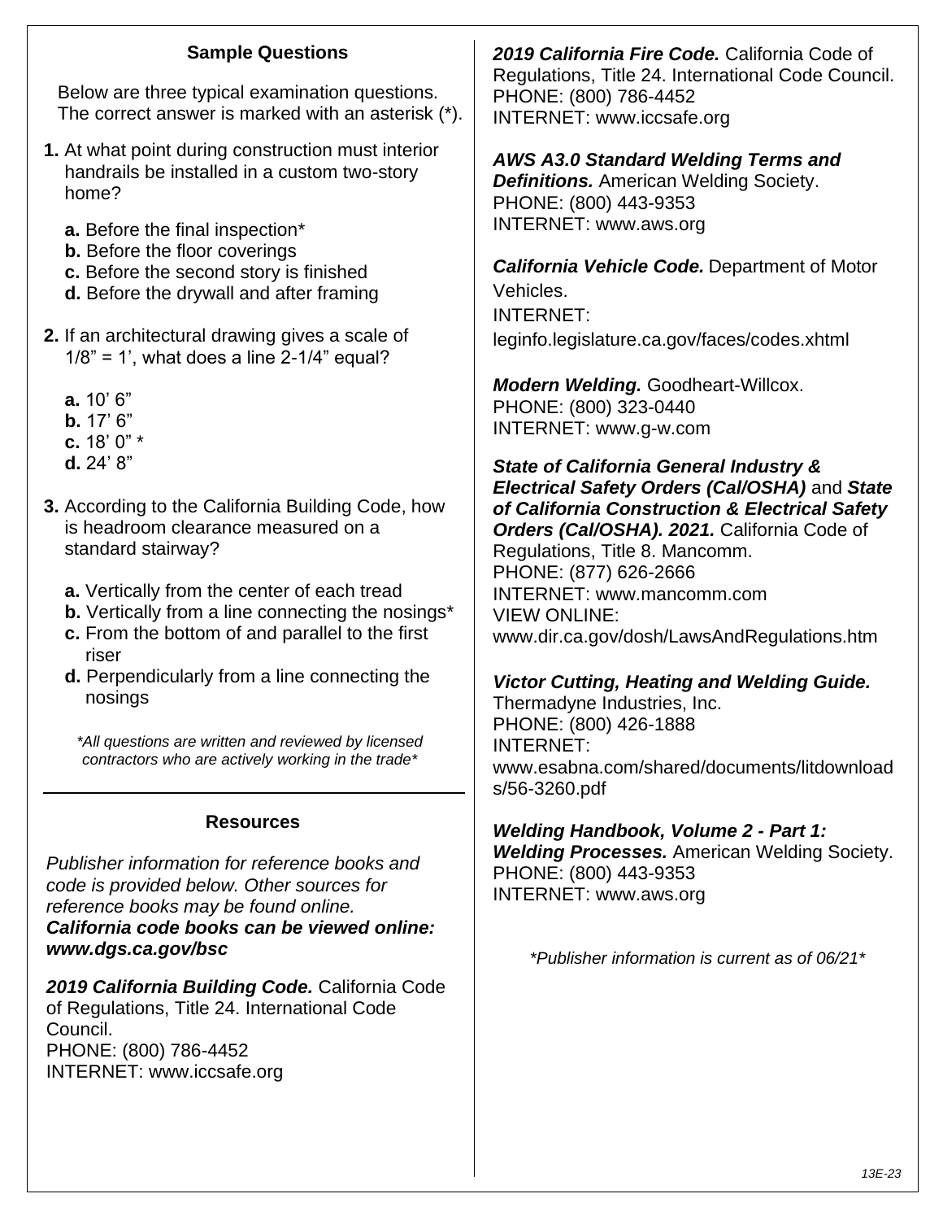## Sample Questions

Below are three typical examination questions. The correct answer is marked with an asterisk (*).

**1.** At what point during construction must interior handrails be installed in a custom two-story home?

- **a.** Before the final inspection*
- **b.** Before the floor coverings
- **c.** Before the second story is finished
- **d.** Before the drywall and after framing

**2.** If an architectural drawing gives a scale of 1/8" = 1', what does a line 2-1/4" equal?

- **a.** 10' 6"
- **b.** 17' 6"
- **c.** 18' 0" *
- **d.** 24' 8"

**3.** According to the California Building Code, how is headroom clearance measured on a standard stairway?

- **a.** Vertically from the center of each tread
- **b.** Vertically from a line connecting the nosings*
- **c.** From the bottom of and parallel to the first riser
- **d.** Perpendicularly from a line connecting the nosings

*\*All questions are written and reviewed by licensed contractors who are actively working in the trade\**

---

## Resources

*Publisher information for reference books and code is provided below. Other sources for reference books may be found online.*
***California code books can be viewed online: www.dgs.ca.gov/bsc***

***2019 California Building Code.*** California Code of Regulations, Title 24. International Code Council.
PHONE: (800) 786-4452
INTERNET: www.iccsafe.org

***2019 California Fire Code.*** California Code of Regulations, Title 24. International Code Council.
PHONE: (800) 786-4452
INTERNET: www.iccsafe.org

***AWS A3.0 Standard Welding Terms and Definitions.*** American Welding Society.
PHONE: (800) 443-9353
INTERNET: www.aws.org

***California Vehicle Code.*** Department of Motor Vehicles.
INTERNET: leginfo.legislature.ca.gov/faces/codes.xhtml

***Modern Welding.*** Goodheart-Willcox.
PHONE: (800) 323-0440
INTERNET: www.g-w.com

***State of California General Industry & Electrical Safety Orders (Cal/OSHA)*** and ***State of California Construction & Electrical Safety Orders (Cal/OSHA). 2021.*** California Code of Regulations, Title 8. Mancomm.
PHONE: (877) 626-2666
INTERNET: www.mancomm.com
VIEW ONLINE: www.dir.ca.gov/dosh/LawsAndRegulations.htm

***Victor Cutting, Heating and Welding Guide.*** Thermadyne Industries, Inc.
PHONE: (800) 426-1888
INTERNET: www.esabna.com/shared/documents/litdownloads/56-3260.pdf

***Welding Handbook, Volume 2 - Part 1: Welding Processes.*** American Welding Society.
PHONE: (800) 443-9353
INTERNET: www.aws.org

*\*Publisher information is current as of 06/21\**